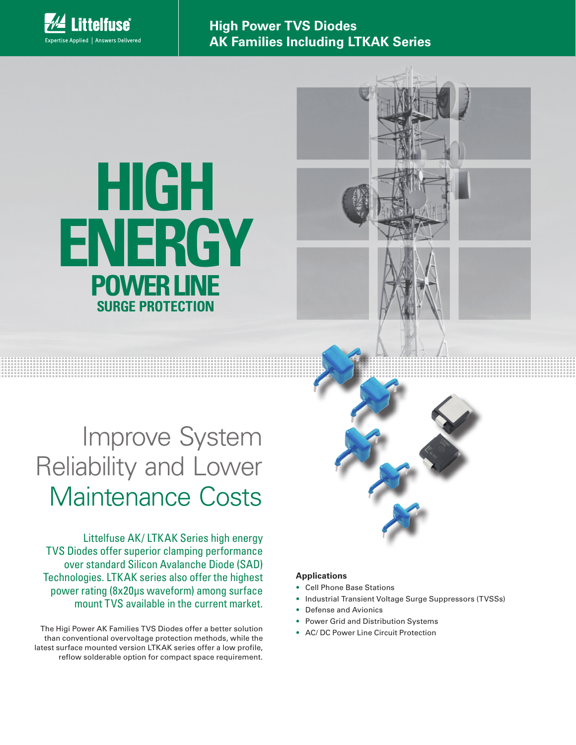Littelfuse®
Expertise Applied | Answers Delivered

# High Power TVS Diodes
# AK Families Including LTKAK Series

# HIGH ENERGY
## POWER LINE
### SURGE PROTECTION

## Improve System Reliability and Lower Maintenance Costs

Littelfuse AK/ LTKAK Series high energy TVS Diodes offer superior clamping performance over standard Silicon Avalanche Diode (SAD) Technologies. LTKAK series also offer the highest power rating (8x20μs waveform) among surface mount TVS available in the current market.

The Higi Power AK Families TVS Diodes offer a better solution than conventional overvoltage protection methods, while the latest surface mounted version LTKAK series offer a low profile, reflow solderable option for compact space requirement.

**Applications**

- Cell Phone Base Stations
- Industrial Transient Voltage Surge Suppressors (TVSSs)
- Defense and Avionics
- Power Grid and Distribution Systems
- AC/ DC Power Line Circuit Protection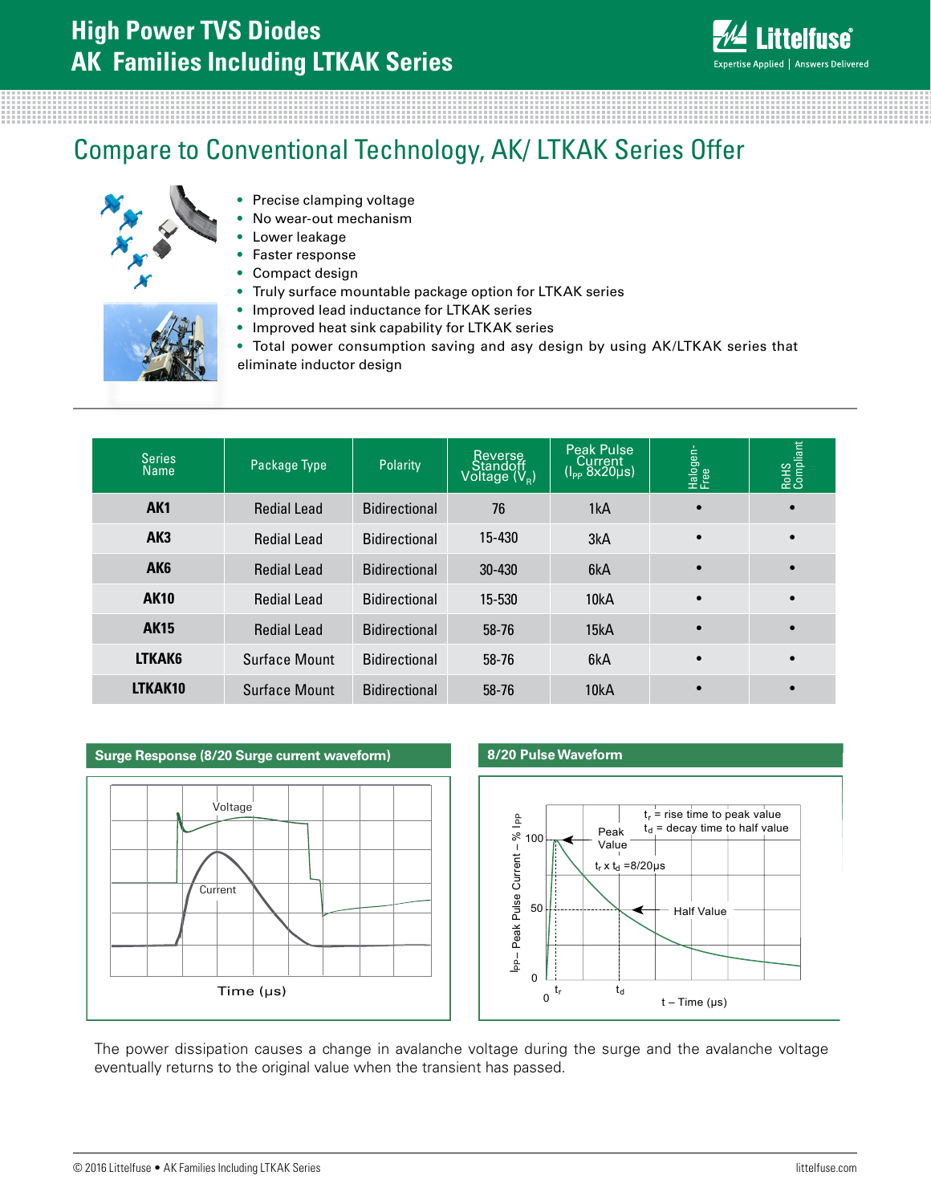## Compare to Conventional Technology, AK/ LTKAK Series Offer

- Precise clamping voltage
- No wear-out mechanism
- Lower leakage
- Faster response
- Compact design
- Truly surface mountable package option for LTKAK series
- Improved lead inductance for LTKAK series
- Improved heat sink capability for LTKAK series
- Total power consumption saving and asy design by using AK/LTKAK series that eliminate inductor design

| Series Name | Package Type | Polarity | Reverse Standoff Voltage ($V_R$) | Peak Pulse Current ($I_{PP}$ 8x20μs) | Halogen-Free | RoHS Compliant |
|---|---|---|---|---|---|---|
| **AK1** | Redial Lead | Bidirectional | 76 | 1kA | • | • |
| **AK3** | Redial Lead | Bidirectional | 15-430 | 3kA | • | • |
| **AK6** | Redial Lead | Bidirectional | 30-430 | 6kA | • | • |
| **AK10** | Redial Lead | Bidirectional | 15-530 | 10kA | • | • |
| **AK15** | Redial Lead | Bidirectional | 58-76 | 15kA | • | • |
| **LTKAK6** | Surface Mount | Bidirectional | 58-76 | 6kA | • | • |
| **LTKAK10** | Surface Mount | Bidirectional | 58-76 | 10kA | • | • |

### Surge Response (8/20 Surge current waveform)

Voltage

Current

Time (μs)

### 8/20 Pulse Waveform

$t_r$ = rise time to peak value

$t_d$ = decay time to half value

Peak Value

$t_r \times t_d$ =8/20μs

Half Value

$I_{PP}$ – Peak Pulse Current – % $I_{PP}$

100

50

0

0

$t_r$

$t_d$

t – Time (μs)

The power dissipation causes a change in avalanche voltage during the surge and the avalanche voltage eventually returns to the original value when the transient has passed.